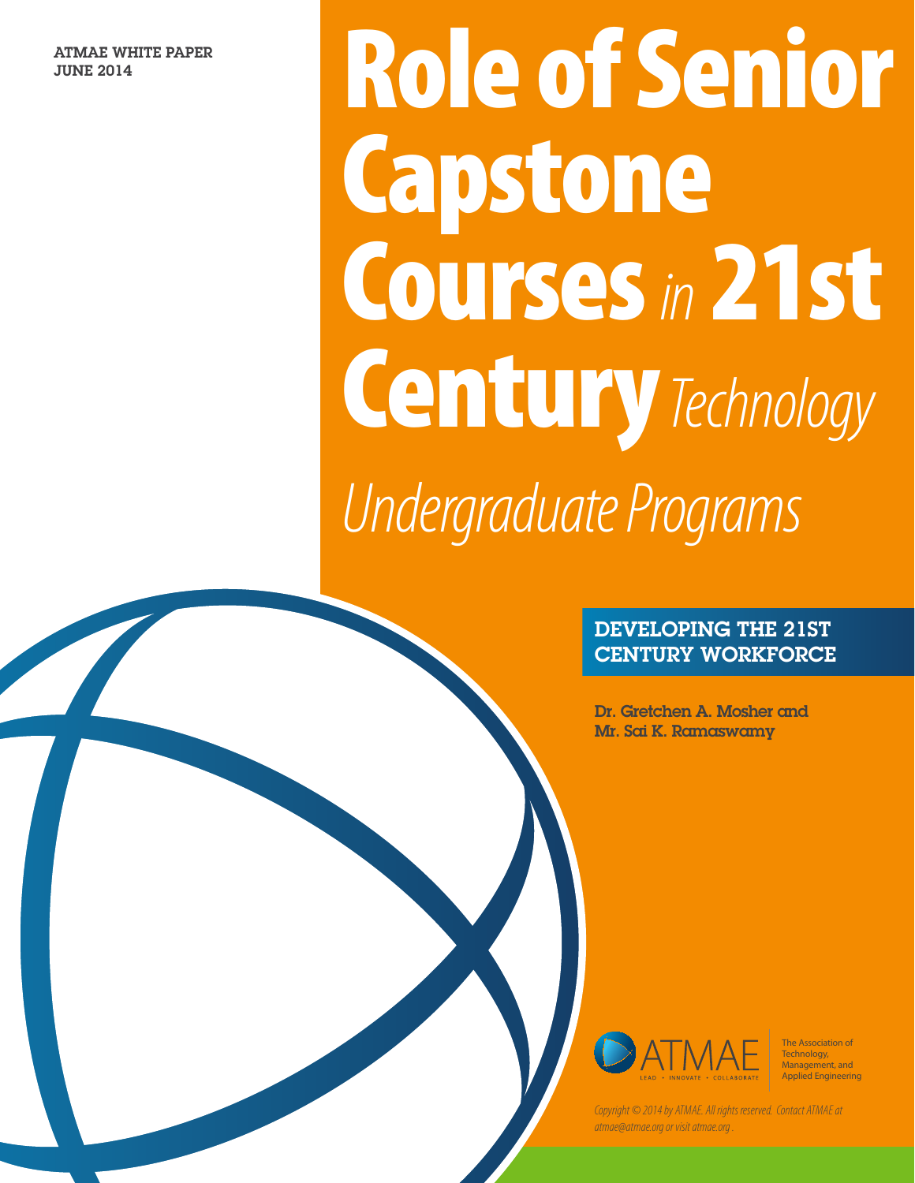ATMAE WHITE PAPER
JUNE 2014

# Role of Senior Capstone Courses *in* 21st Century *Technology Undergraduate Programs*

## DEVELOPING THE 21ST CENTURY WORKFORCE

Dr. Gretchen A. Mosher and
Mr. Sai K. Ramaswamy

ATMAE
LEAD • INNOVATE • COLLABORATE
The Association of Technology, Management, and Applied Engineering

*Copyright © 2014 by ATMAE. All rights reserved. Contact ATMAE at atmae@atmae.org or visit atmae.org .*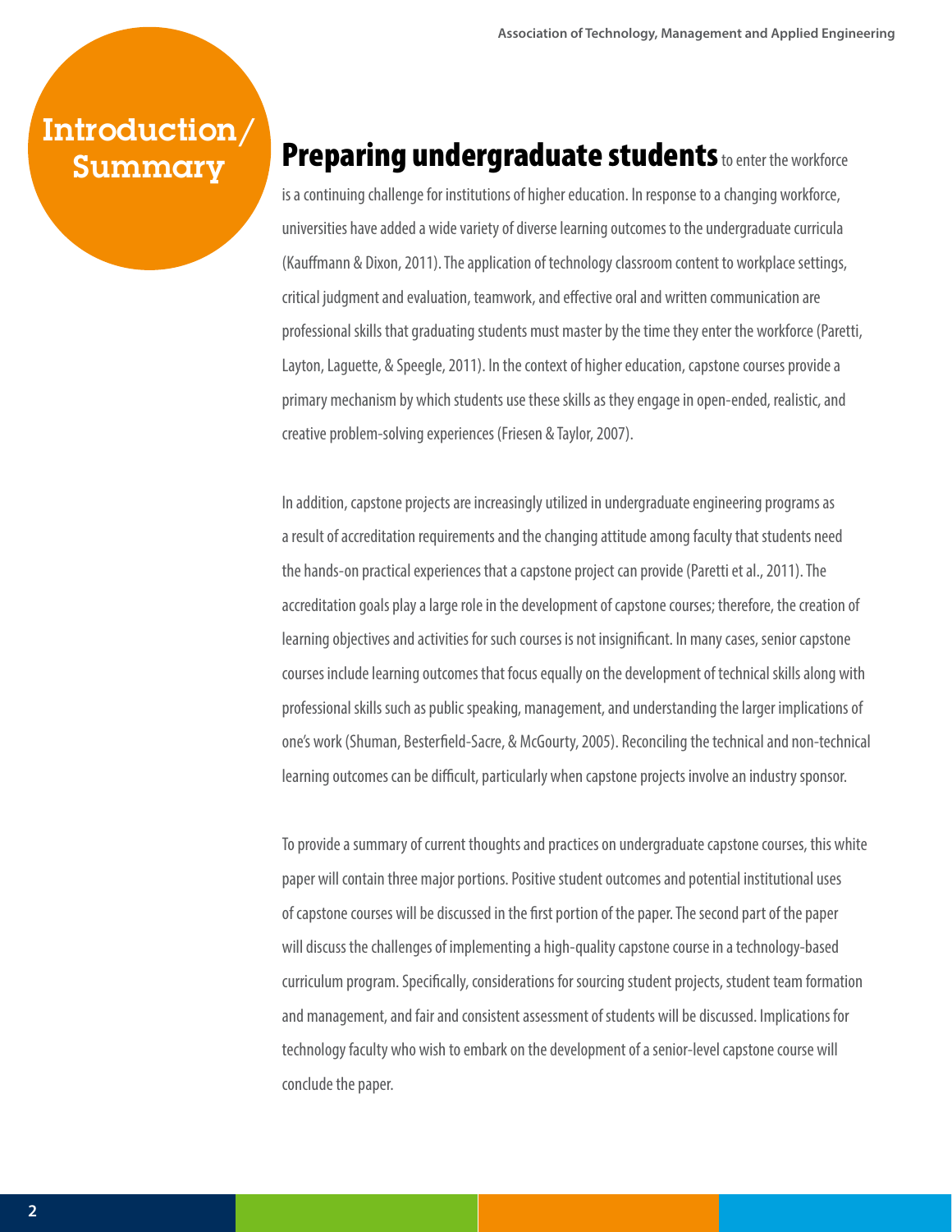## Introduction/ Summary

**Preparing undergraduate students** to enter the workforce is a continuing challenge for institutions of higher education. In response to a changing workforce, universities have added a wide variety of diverse learning outcomes to the undergraduate curricula (Kauffmann & Dixon, 2011). The application of technology classroom content to workplace settings, critical judgment and evaluation, teamwork, and effective oral and written communication are professional skills that graduating students must master by the time they enter the workforce (Paretti, Layton, Laguette, & Speegle, 2011). In the context of higher education, capstone courses provide a primary mechanism by which students use these skills as they engage in open-ended, realistic, and creative problem-solving experiences (Friesen & Taylor, 2007).

In addition, capstone projects are increasingly utilized in undergraduate engineering programs as a result of accreditation requirements and the changing attitude among faculty that students need the hands-on practical experiences that a capstone project can provide (Paretti et al., 2011). The accreditation goals play a large role in the development of capstone courses; therefore, the creation of learning objectives and activities for such courses is not insignificant. In many cases, senior capstone courses include learning outcomes that focus equally on the development of technical skills along with professional skills such as public speaking, management, and understanding the larger implications of one's work (Shuman, Besterfield-Sacre, & McGourty, 2005). Reconciling the technical and non-technical learning outcomes can be difficult, particularly when capstone projects involve an industry sponsor.

To provide a summary of current thoughts and practices on undergraduate capstone courses, this white paper will contain three major portions. Positive student outcomes and potential institutional uses of capstone courses will be discussed in the first portion of the paper. The second part of the paper will discuss the challenges of implementing a high-quality capstone course in a technology-based curriculum program. Specifically, considerations for sourcing student projects, student team formation and management, and fair and consistent assessment of students will be discussed. Implications for technology faculty who wish to embark on the development of a senior-level capstone course will conclude the paper.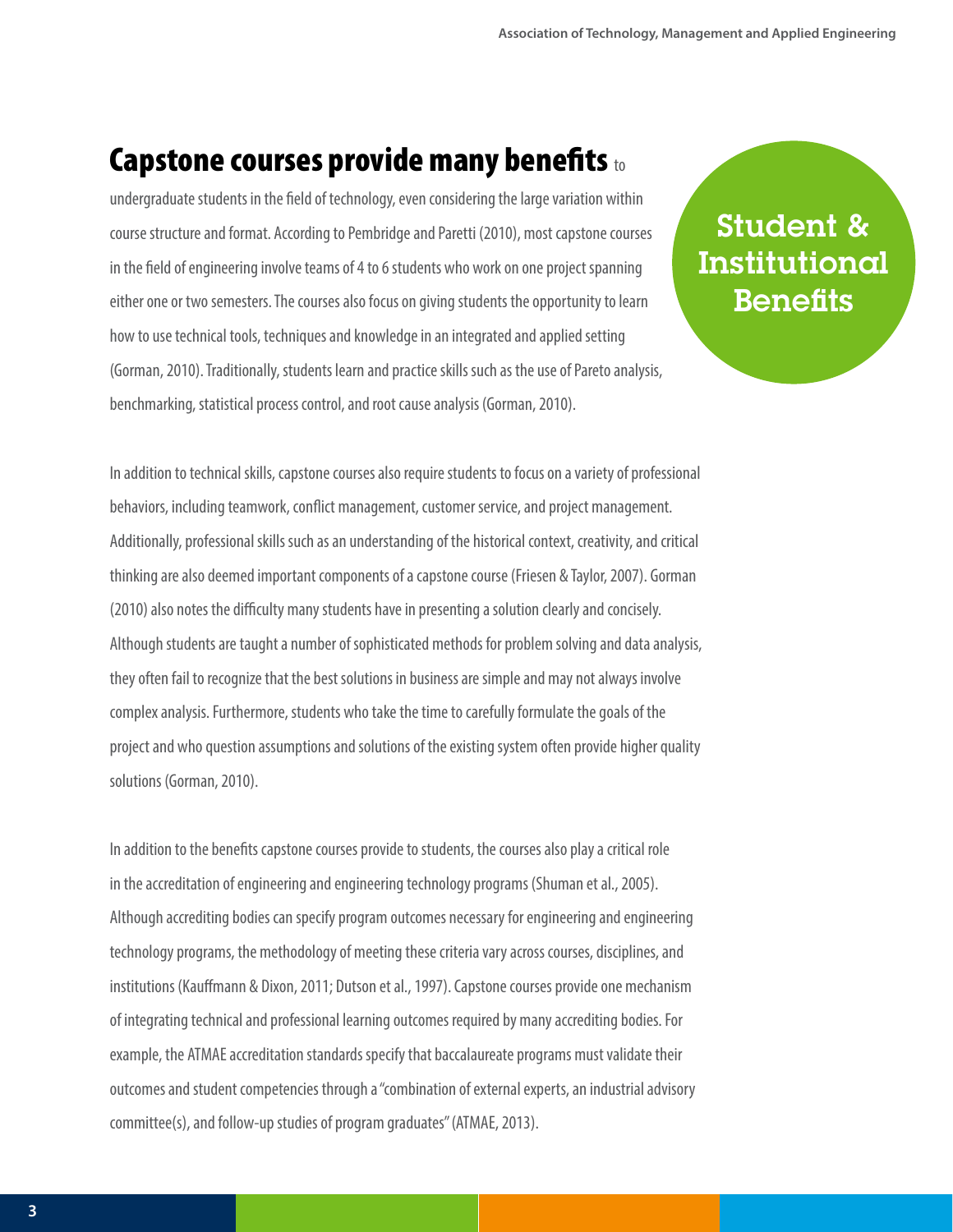## Student & Institutional Benefits

**Capstone courses provide many benefits** to undergraduate students in the field of technology, even considering the large variation within course structure and format. According to Pembridge and Paretti (2010), most capstone courses in the field of engineering involve teams of 4 to 6 students who work on one project spanning either one or two semesters. The courses also focus on giving students the opportunity to learn how to use technical tools, techniques and knowledge in an integrated and applied setting (Gorman, 2010). Traditionally, students learn and practice skills such as the use of Pareto analysis, benchmarking, statistical process control, and root cause analysis (Gorman, 2010).

In addition to technical skills, capstone courses also require students to focus on a variety of professional behaviors, including teamwork, conflict management, customer service, and project management. Additionally, professional skills such as an understanding of the historical context, creativity, and critical thinking are also deemed important components of a capstone course (Friesen & Taylor, 2007). Gorman (2010) also notes the difficulty many students have in presenting a solution clearly and concisely. Although students are taught a number of sophisticated methods for problem solving and data analysis, they often fail to recognize that the best solutions in business are simple and may not always involve complex analysis. Furthermore, students who take the time to carefully formulate the goals of the project and who question assumptions and solutions of the existing system often provide higher quality solutions (Gorman, 2010).

In addition to the benefits capstone courses provide to students, the courses also play a critical role in the accreditation of engineering and engineering technology programs (Shuman et al., 2005). Although accrediting bodies can specify program outcomes necessary for engineering and engineering technology programs, the methodology of meeting these criteria vary across courses, disciplines, and institutions (Kauffmann & Dixon, 2011; Dutson et al., 1997). Capstone courses provide one mechanism of integrating technical and professional learning outcomes required by many accrediting bodies. For example, the ATMAE accreditation standards specify that baccalaureate programs must validate their outcomes and student competencies through a "combination of external experts, an industrial advisory committee(s), and follow-up studies of program graduates" (ATMAE, 2013).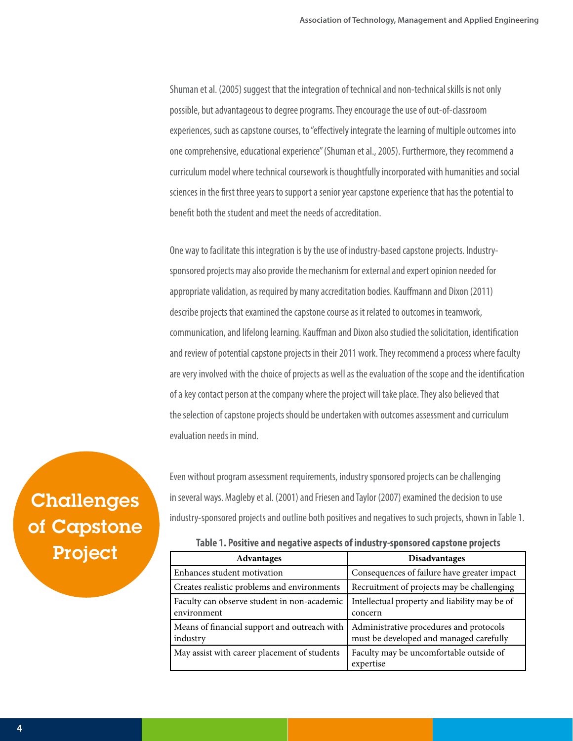Shuman et al. (2005) suggest that the integration of technical and non-technical skills is not only possible, but advantageous to degree programs. They encourage the use of out-of-classroom experiences, such as capstone courses, to "effectively integrate the learning of multiple outcomes into one comprehensive, educational experience" (Shuman et al., 2005). Furthermore, they recommend a curriculum model where technical coursework is thoughtfully incorporated with humanities and social sciences in the first three years to support a senior year capstone experience that has the potential to benefit both the student and meet the needs of accreditation.

One way to facilitate this integration is by the use of industry-based capstone projects. Industry-sponsored projects may also provide the mechanism for external and expert opinion needed for appropriate validation, as required by many accreditation bodies. Kauffmann and Dixon (2011) describe projects that examined the capstone course as it related to outcomes in teamwork, communication, and lifelong learning. Kauffman and Dixon also studied the solicitation, identification and review of potential capstone projects in their 2011 work. They recommend a process where faculty are very involved with the choice of projects as well as the evaluation of the scope and the identification of a key contact person at the company where the project will take place. They also believed that the selection of capstone projects should be undertaken with outcomes assessment and curriculum evaluation needs in mind.

## Challenges of Capstone Project

Even without program assessment requirements, industry sponsored projects can be challenging in several ways. Magleby et al. (2001) and Friesen and Taylor (2007) examined the decision to use industry-sponsored projects and outline both positives and negatives to such projects, shown in Table 1.

**Table 1. Positive and negative aspects of industry-sponsored capstone projects**

| Advantages | Disadvantages |
|---|---|
| Enhances student motivation | Consequences of failure have greater impact |
| Creates realistic problems and environments | Recruitment of projects may be challenging |
| Faculty can observe student in non-academic environment | Intellectual property and liability may be of concern |
| Means of financial support and outreach with industry | Administrative procedures and protocols must be developed and managed carefully |
| May assist with career placement of students | Faculty may be uncomfortable outside of expertise |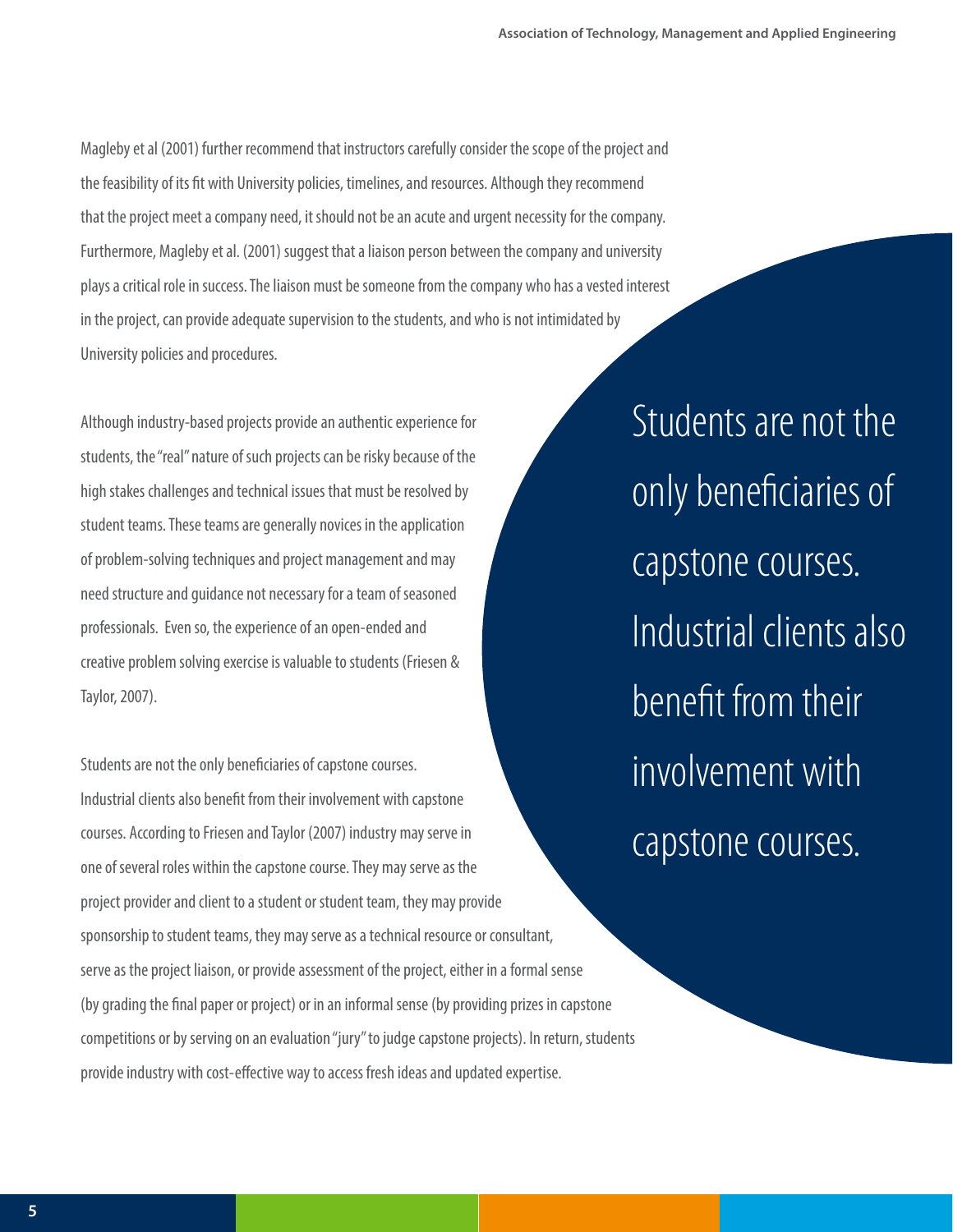Magleby et al (2001) further recommend that instructors carefully consider the scope of the project and the feasibility of its fit with University policies, timelines, and resources. Although they recommend that the project meet a company need, it should not be an acute and urgent necessity for the company. Furthermore, Magleby et al. (2001) suggest that a liaison person between the company and university plays a critical role in success. The liaison must be someone from the company who has a vested interest in the project, can provide adequate supervision to the students, and who is not intimidated by University policies and procedures.

Although industry-based projects provide an authentic experience for students, the "real" nature of such projects can be risky because of the high stakes challenges and technical issues that must be resolved by student teams. These teams are generally novices in the application of problem-solving techniques and project management and may need structure and guidance not necessary for a team of seasoned professionals. Even so, the experience of an open-ended and creative problem solving exercise is valuable to students (Friesen & Taylor, 2007).

> Students are not the only beneficiaries of capstone courses. Industrial clients also benefit from their involvement with capstone courses.

Students are not the only beneficiaries of capstone courses. Industrial clients also benefit from their involvement with capstone courses. According to Friesen and Taylor (2007) industry may serve in one of several roles within the capstone course. They may serve as the project provider and client to a student or student team, they may provide sponsorship to student teams, they may serve as a technical resource or consultant, serve as the project liaison, or provide assessment of the project, either in a formal sense (by grading the final paper or project) or in an informal sense (by providing prizes in capstone competitions or by serving on an evaluation "jury" to judge capstone projects). In return, students provide industry with cost-effective way to access fresh ideas and updated expertise.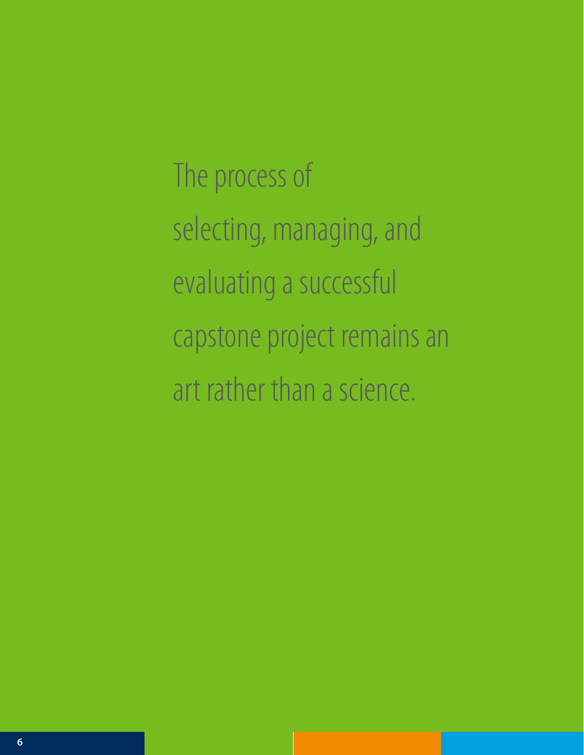The process of selecting, managing, and evaluating a successful capstone project remains an art rather than a science.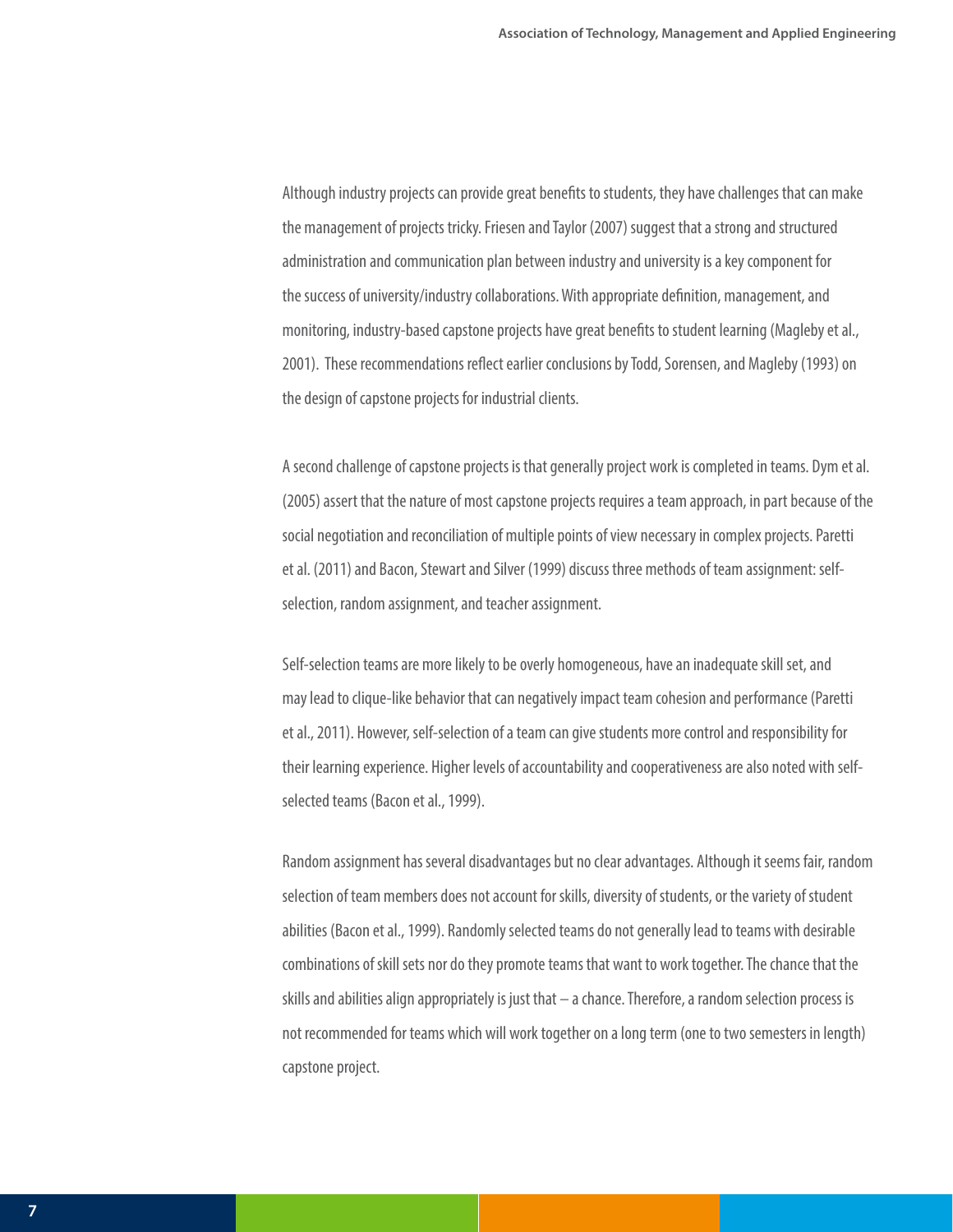Although industry projects can provide great benefits to students, they have challenges that can make the management of projects tricky. Friesen and Taylor (2007) suggest that a strong and structured administration and communication plan between industry and university is a key component for the success of university/industry collaborations. With appropriate definition, management, and monitoring, industry-based capstone projects have great benefits to student learning (Magleby et al., 2001). These recommendations reflect earlier conclusions by Todd, Sorensen, and Magleby (1993) on the design of capstone projects for industrial clients.

A second challenge of capstone projects is that generally project work is completed in teams. Dym et al. (2005) assert that the nature of most capstone projects requires a team approach, in part because of the social negotiation and reconciliation of multiple points of view necessary in complex projects. Paretti et al. (2011) and Bacon, Stewart and Silver (1999) discuss three methods of team assignment: self-selection, random assignment, and teacher assignment.

Self-selection teams are more likely to be overly homogeneous, have an inadequate skill set, and may lead to clique-like behavior that can negatively impact team cohesion and performance (Paretti et al., 2011). However, self-selection of a team can give students more control and responsibility for their learning experience. Higher levels of accountability and cooperativeness are also noted with self-selected teams (Bacon et al., 1999).

Random assignment has several disadvantages but no clear advantages. Although it seems fair, random selection of team members does not account for skills, diversity of students, or the variety of student abilities (Bacon et al., 1999). Randomly selected teams do not generally lead to teams with desirable combinations of skill sets nor do they promote teams that want to work together. The chance that the skills and abilities align appropriately is just that – a chance. Therefore, a random selection process is not recommended for teams which will work together on a long term (one to two semesters in length) capstone project.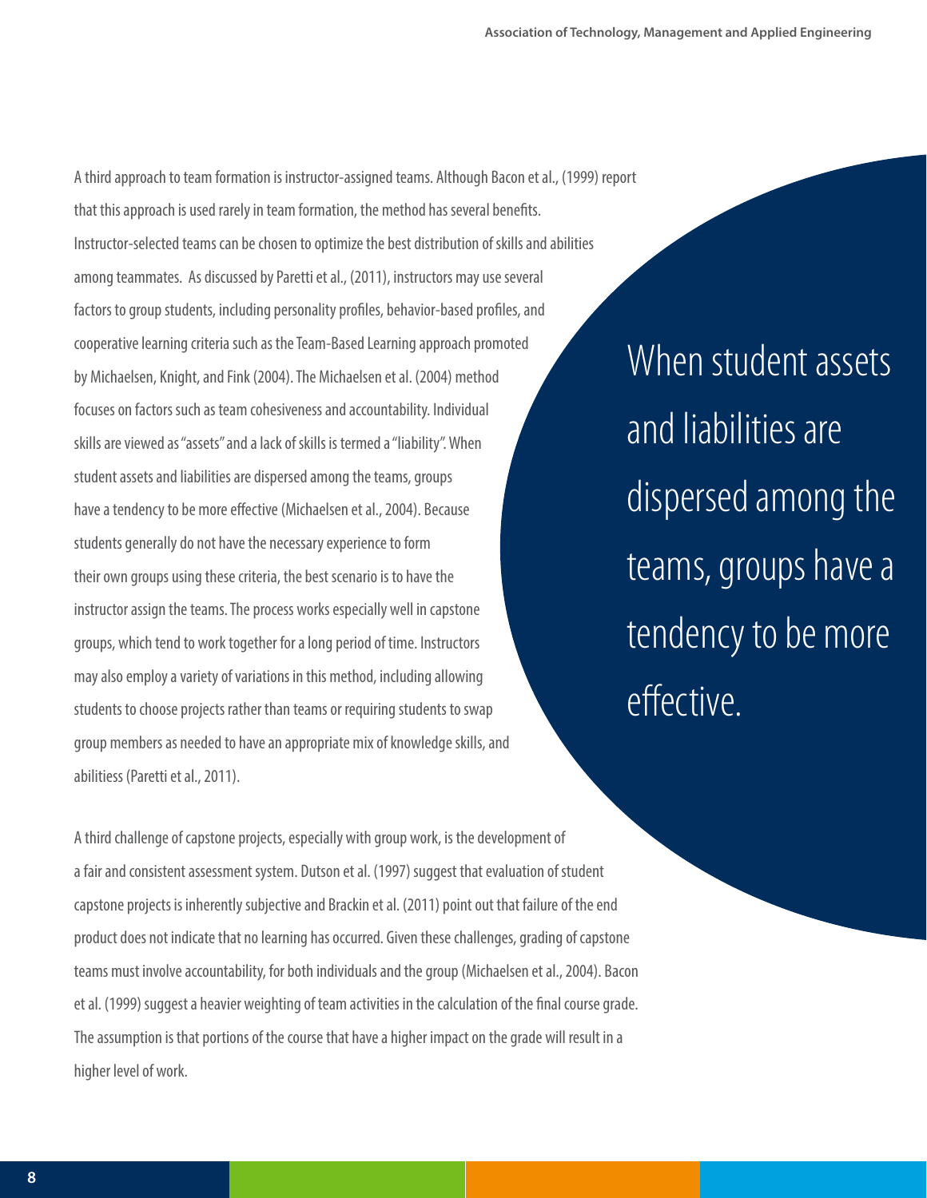A third approach to team formation is instructor-assigned teams. Although Bacon et al., (1999) report that this approach is used rarely in team formation, the method has several benefits. Instructor-selected teams can be chosen to optimize the best distribution of skills and abilities among teammates. As discussed by Paretti et al., (2011), instructors may use several factors to group students, including personality profiles, behavior-based profiles, and cooperative learning criteria such as the Team-Based Learning approach promoted by Michaelsen, Knight, and Fink (2004). The Michaelsen et al. (2004) method focuses on factors such as team cohesiveness and accountability. Individual skills are viewed as "assets" and a lack of skills is termed a "liability". When student assets and liabilities are dispersed among the teams, groups have a tendency to be more effective (Michaelsen et al., 2004). Because students generally do not have the necessary experience to form their own groups using these criteria, the best scenario is to have the instructor assign the teams. The process works especially well in capstone groups, which tend to work together for a long period of time. Instructors may also employ a variety of variations in this method, including allowing students to choose projects rather than teams or requiring students to swap group members as needed to have an appropriate mix of knowledge skills, and abilitiess (Paretti et al., 2011).

> When student assets and liabilities are dispersed among the teams, groups have a tendency to be more effective.

A third challenge of capstone projects, especially with group work, is the development of a fair and consistent assessment system. Dutson et al. (1997) suggest that evaluation of student capstone projects is inherently subjective and Brackin et al. (2011) point out that failure of the end product does not indicate that no learning has occurred. Given these challenges, grading of capstone teams must involve accountability, for both individuals and the group (Michaelsen et al., 2004). Bacon et al. (1999) suggest a heavier weighting of team activities in the calculation of the final course grade. The assumption is that portions of the course that have a higher impact on the grade will result in a higher level of work.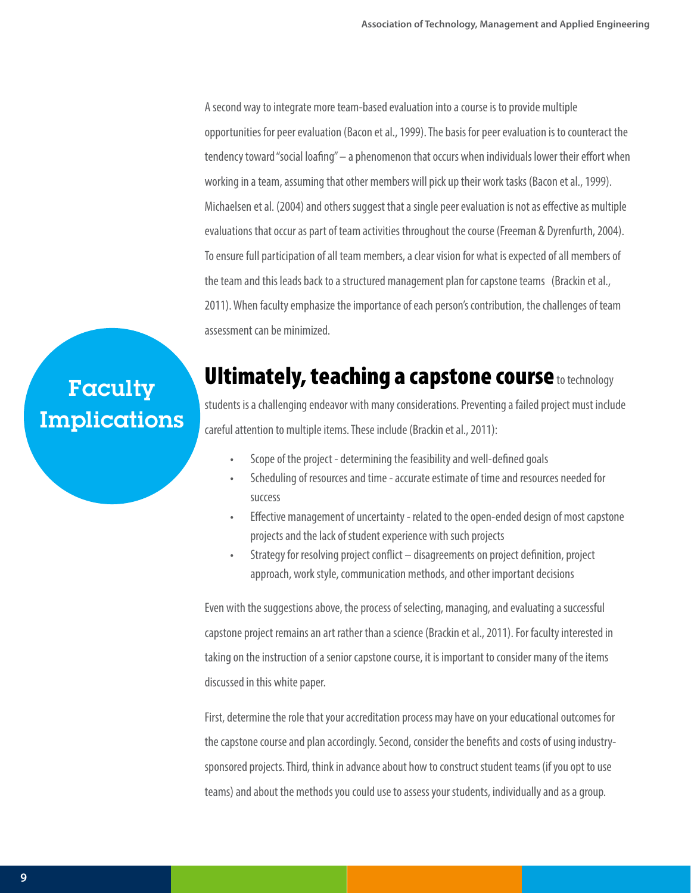A second way to integrate more team-based evaluation into a course is to provide multiple opportunities for peer evaluation (Bacon et al., 1999). The basis for peer evaluation is to counteract the tendency toward "social loafing" – a phenomenon that occurs when individuals lower their effort when working in a team, assuming that other members will pick up their work tasks (Bacon et al., 1999). Michaelsen et al. (2004) and others suggest that a single peer evaluation is not as effective as multiple evaluations that occur as part of team activities throughout the course (Freeman & Dyrenfurth, 2004). To ensure full participation of all team members, a clear vision for what is expected of all members of the team and this leads back to a structured management plan for capstone teams (Brackin et al., 2011). When faculty emphasize the importance of each person's contribution, the challenges of team assessment can be minimized.

## Faculty Implications

**Ultimately, teaching a capstone course** to technology students is a challenging endeavor with many considerations. Preventing a failed project must include careful attention to multiple items. These include (Brackin et al., 2011):

- Scope of the project - determining the feasibility and well-defined goals
- Scheduling of resources and time - accurate estimate of time and resources needed for success
- Effective management of uncertainty - related to the open-ended design of most capstone projects and the lack of student experience with such projects
- Strategy for resolving project conflict – disagreements on project definition, project approach, work style, communication methods, and other important decisions

Even with the suggestions above, the process of selecting, managing, and evaluating a successful capstone project remains an art rather than a science (Brackin et al., 2011). For faculty interested in taking on the instruction of a senior capstone course, it is important to consider many of the items discussed in this white paper.

First, determine the role that your accreditation process may have on your educational outcomes for the capstone course and plan accordingly. Second, consider the benefits and costs of using industry-sponsored projects. Third, think in advance about how to construct student teams (if you opt to use teams) and about the methods you could use to assess your students, individually and as a group.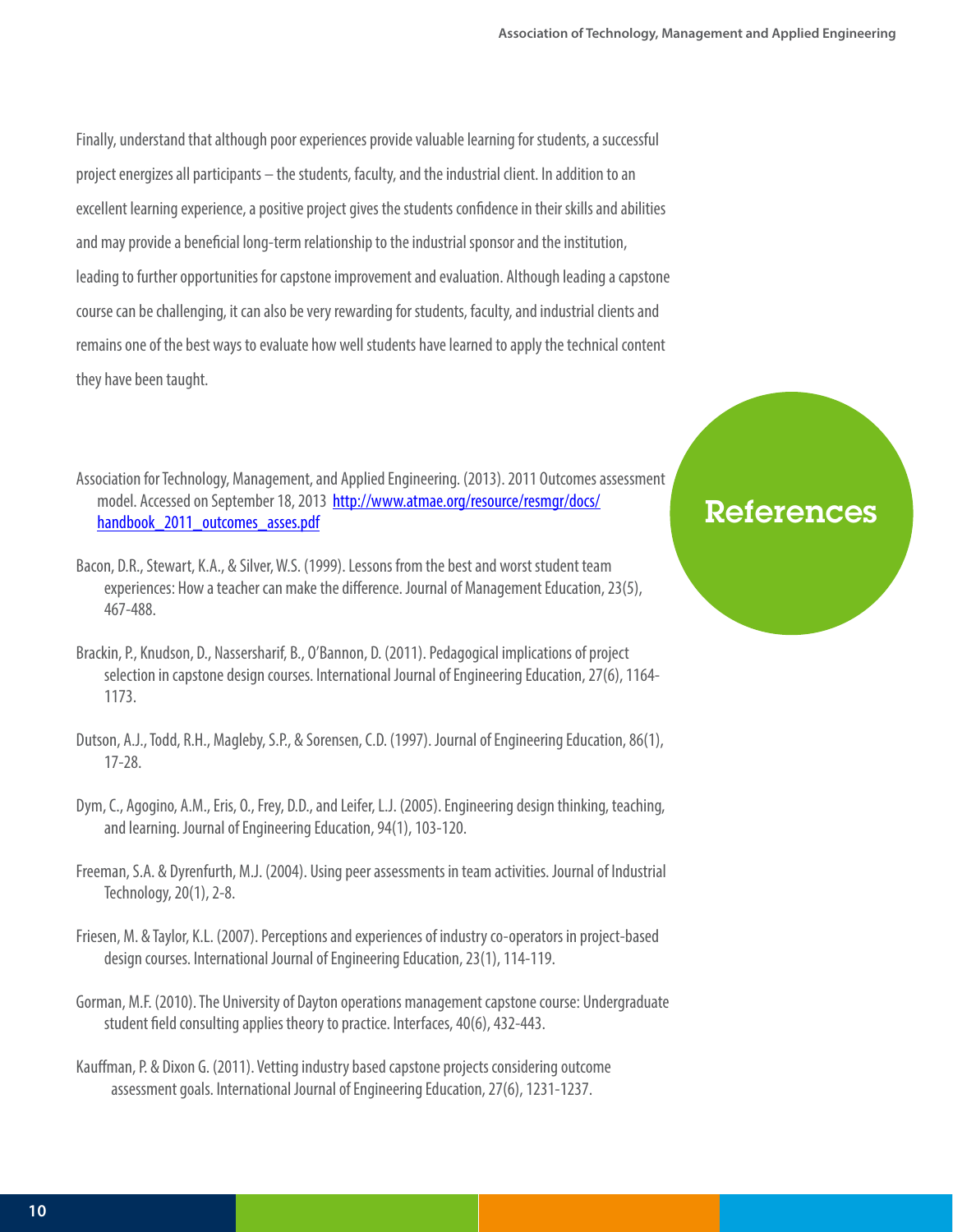Finally, understand that although poor experiences provide valuable learning for students, a successful project energizes all participants – the students, faculty, and the industrial client. In addition to an excellent learning experience, a positive project gives the students confidence in their skills and abilities and may provide a beneficial long-term relationship to the industrial sponsor and the institution, leading to further opportunities for capstone improvement and evaluation. Although leading a capstone course can be challenging, it can also be very rewarding for students, faculty, and industrial clients and remains one of the best ways to evaluate how well students have learned to apply the technical content they have been taught.

## References

Association for Technology, Management, and Applied Engineering. (2013). 2011 Outcomes assessment model. Accessed on September 18, 2013 [http://www.atmae.org/resource/resmgr/docs/handbook_2011_outcomes_asses.pdf](http://www.atmae.org/resource/resmgr/docs/handbook_2011_outcomes_asses.pdf)

Bacon, D.R., Stewart, K.A., & Silver, W.S. (1999). Lessons from the best and worst student team experiences: How a teacher can make the difference. Journal of Management Education, 23(5), 467-488.

Brackin, P., Knudson, D., Nassersharif, B., O'Bannon, D. (2011). Pedagogical implications of project selection in capstone design courses. International Journal of Engineering Education, 27(6), 1164-1173.

Dutson, A.J., Todd, R.H., Magleby, S.P., & Sorensen, C.D. (1997). Journal of Engineering Education, 86(1), 17-28.

Dym, C., Agogino, A.M., Eris, O., Frey, D.D., and Leifer, L.J. (2005). Engineering design thinking, teaching, and learning. Journal of Engineering Education, 94(1), 103-120.

Freeman, S.A. & Dyrenfurth, M.J. (2004). Using peer assessments in team activities. Journal of Industrial Technology, 20(1), 2-8.

Friesen, M. & Taylor, K.L. (2007). Perceptions and experiences of industry co-operators in project-based design courses. International Journal of Engineering Education, 23(1), 114-119.

Gorman, M.F. (2010). The University of Dayton operations management capstone course: Undergraduate student field consulting applies theory to practice. Interfaces, 40(6), 432-443.

Kauffman, P. & Dixon G. (2011). Vetting industry based capstone projects considering outcome assessment goals. International Journal of Engineering Education, 27(6), 1231-1237.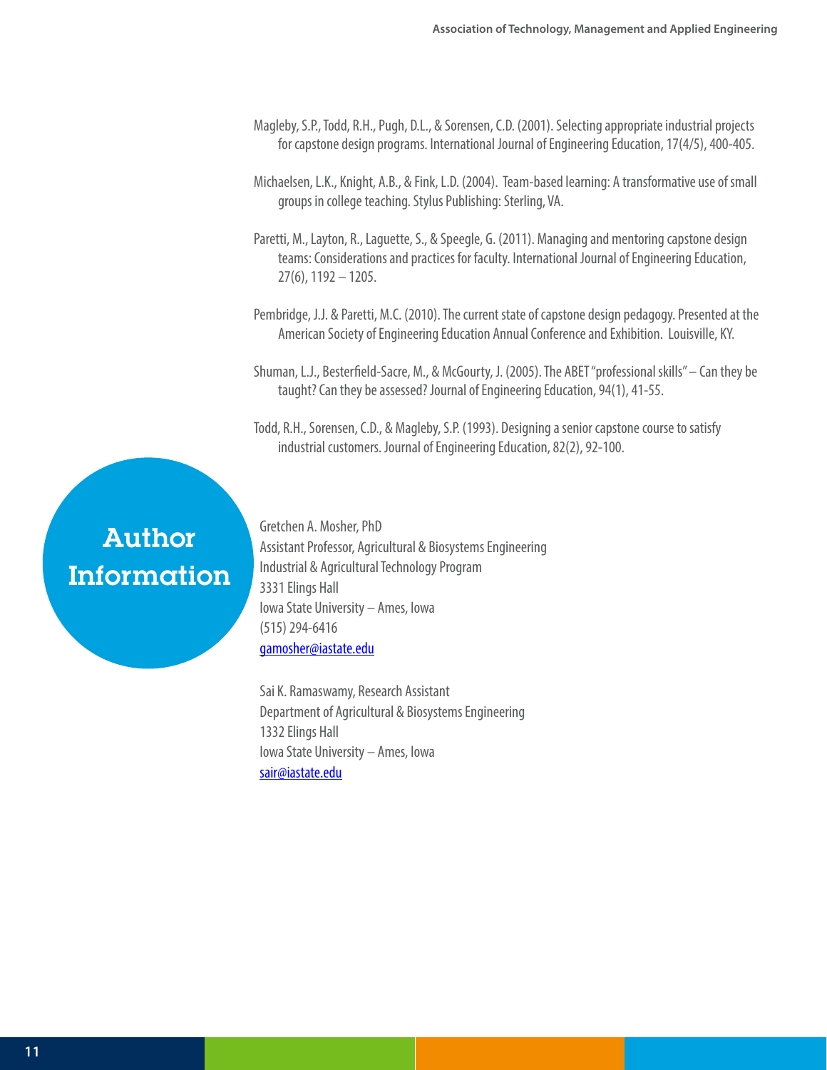Magleby, S.P., Todd, R.H., Pugh, D.L., & Sorensen, C.D. (2001). Selecting appropriate industrial projects for capstone design programs. International Journal of Engineering Education, 17(4/5), 400-405.

Michaelsen, L.K., Knight, A.B., & Fink, L.D. (2004). Team-based learning: A transformative use of small groups in college teaching. Stylus Publishing: Sterling, VA.

Paretti, M., Layton, R., Laguette, S., & Speegle, G. (2011). Managing and mentoring capstone design teams: Considerations and practices for faculty. International Journal of Engineering Education, 27(6), 1192 – 1205.

Pembridge, J.J. & Paretti, M.C. (2010). The current state of capstone design pedagogy. Presented at the American Society of Engineering Education Annual Conference and Exhibition. Louisville, KY.

Shuman, L.J., Besterfield-Sacre, M., & McGourty, J. (2005). The ABET "professional skills" – Can they be taught? Can they be assessed? Journal of Engineering Education, 94(1), 41-55.

Todd, R.H., Sorensen, C.D., & Magleby, S.P. (1993). Designing a senior capstone course to satisfy industrial customers. Journal of Engineering Education, 82(2), 92-100.

## Author Information

Gretchen A. Mosher, PhD
Assistant Professor, Agricultural & Biosystems Engineering
Industrial & Agricultural Technology Program
3331 Elings Hall
Iowa State University – Ames, Iowa
(515) 294-6416
gamosher@iastate.edu

Sai K. Ramaswamy, Research Assistant
Department of Agricultural & Biosystems Engineering
1332 Elings Hall
Iowa State University – Ames, Iowa
sair@iastate.edu